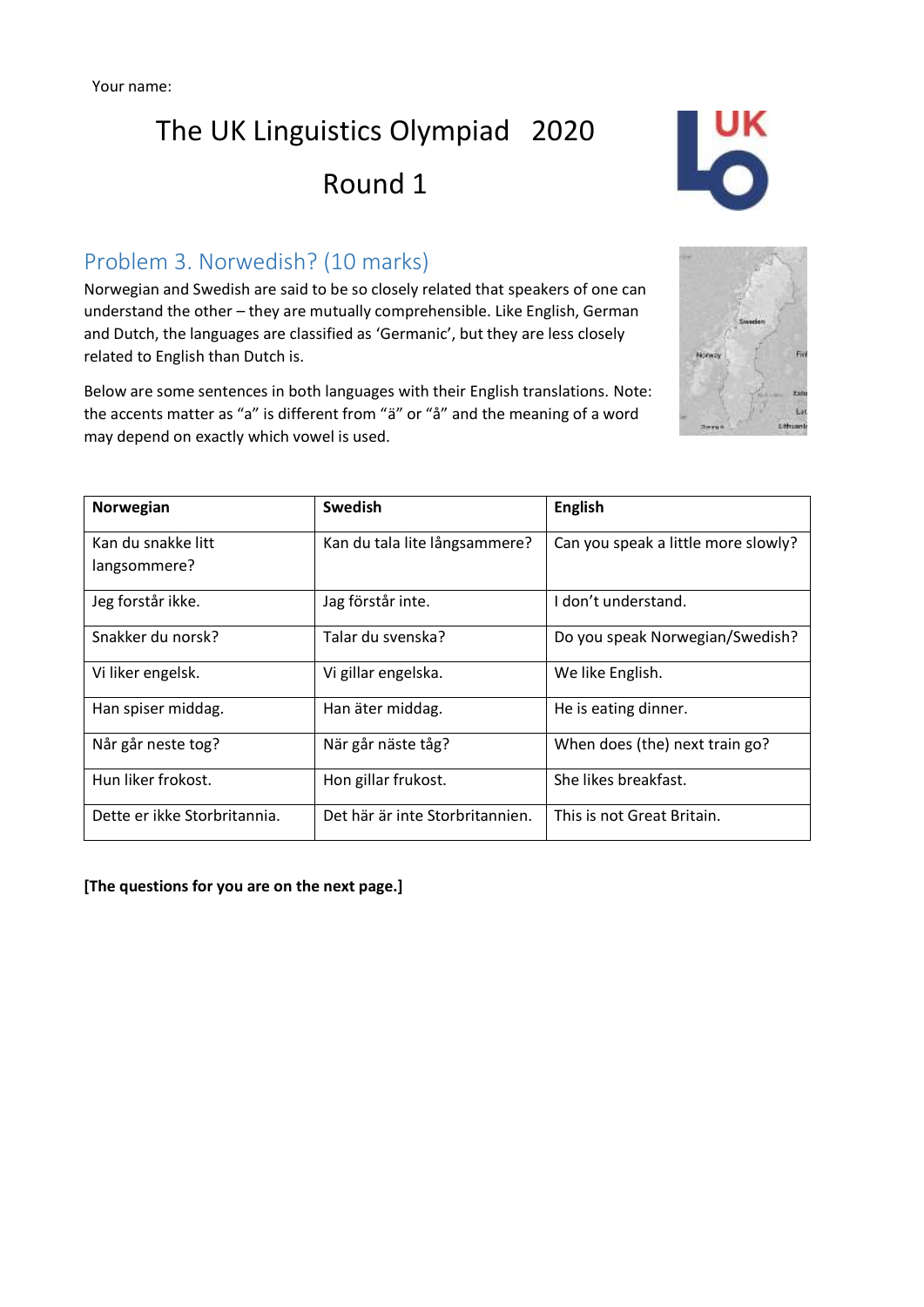Your name:

# The UK Linguistics Olympiad 2020

# Round 1

## Problem 3. Norwedish? (10 marks)

Norwegian and Swedish are said to be so closely related that speakers of one can understand the other – they are mutually comprehensible. Like English, German and Dutch, the languages are classified as 'Germanic', but they are less closely related to English than Dutch is.

Below are some sentences in both languages with their English translations. Note: the accents matter as "a" is different from "ä" or "å" and the meaning of a word may depend on exactly which vowel is used.

| Norwegian | Swedish | English |
|---|---|---|
| Kan du snakke litt langsommere? | Kan du tala lite långsammere? | Can you speak a little more slowly? |
| Jeg forstår ikke. | Jag förstår inte. | I don't understand. |
| Snakker du norsk? | Talar du svenska? | Do you speak Norwegian/Swedish? |
| Vi liker engelsk. | Vi gillar engelska. | We like English. |
| Han spiser middag. | Han äter middag. | He is eating dinner. |
| Når går neste tog? | När går näste tåg? | When does (the) next train go? |
| Hun liker frokost. | Hon gillar frukost. | She likes breakfast. |
| Dette er ikke Storbritannia. | Det här är inte Storbritannien. | This is not Great Britain. |

**[The questions for you are on the next page.]**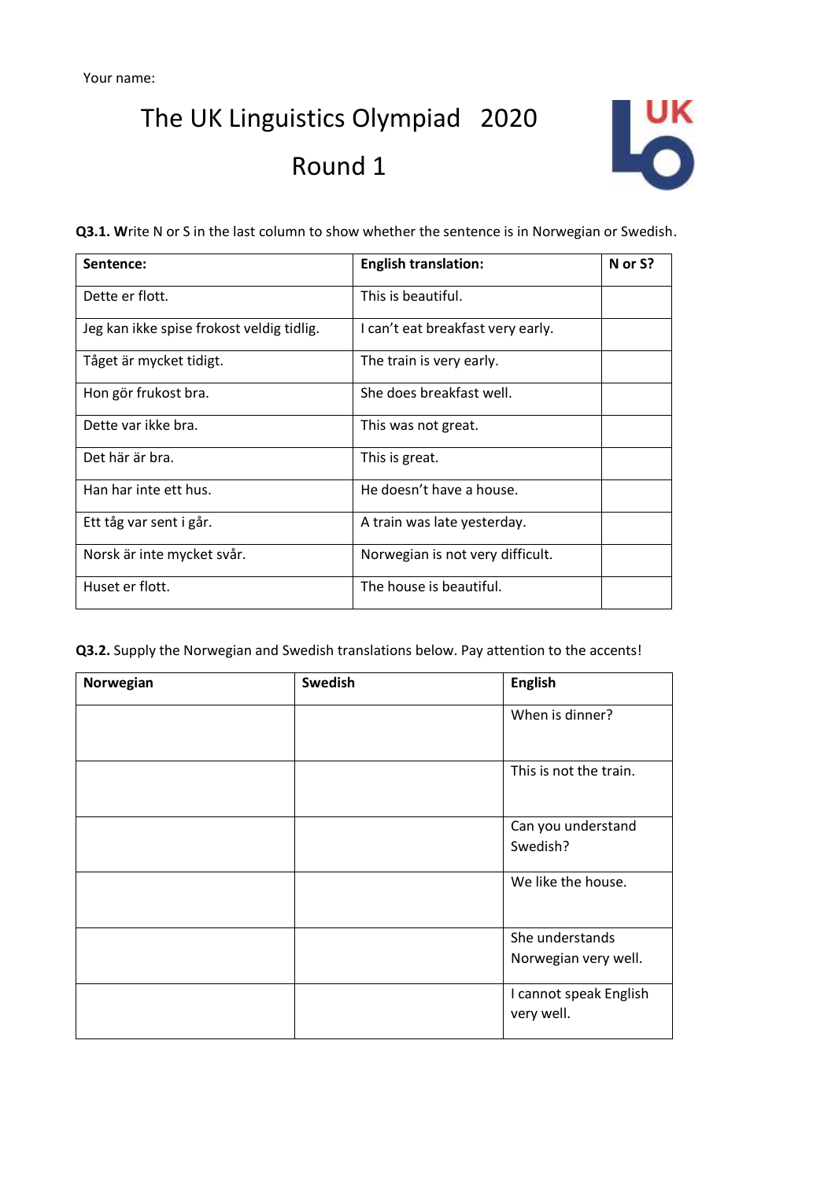Your name:

# The UK Linguistics Olympiad 2020

## Round 1

**Q3.1. W**rite N or S in the last column to show whether the sentence is in Norwegian or Swedish.

| Sentence: | English translation: | N or S? |
| --- | --- | --- |
| Dette er flott. | This is beautiful. | |
| Jeg kan ikke spise frokost veldig tidlig. | I can't eat breakfast very early. | |
| Tåget är mycket tidigt. | The train is very early. | |
| Hon gör frukost bra. | She does breakfast well. | |
| Dette var ikke bra. | This was not great. | |
| Det här är bra. | This is great. | |
| Han har inte ett hus. | He doesn't have a house. | |
| Ett tåg var sent i går. | A train was late yesterday. | |
| Norsk är inte mycket svår. | Norwegian is not very difficult. | |
| Huset er flott. | The house is beautiful. | |

**Q3.2.** Supply the Norwegian and Swedish translations below. Pay attention to the accents!

| Norwegian | Swedish | English |
| --- | --- | --- |
| | | When is dinner? |
| | | This is not the train. |
| | | Can you understand Swedish? |
| | | We like the house. |
| | | She understands Norwegian very well. |
| | | I cannot speak English very well. |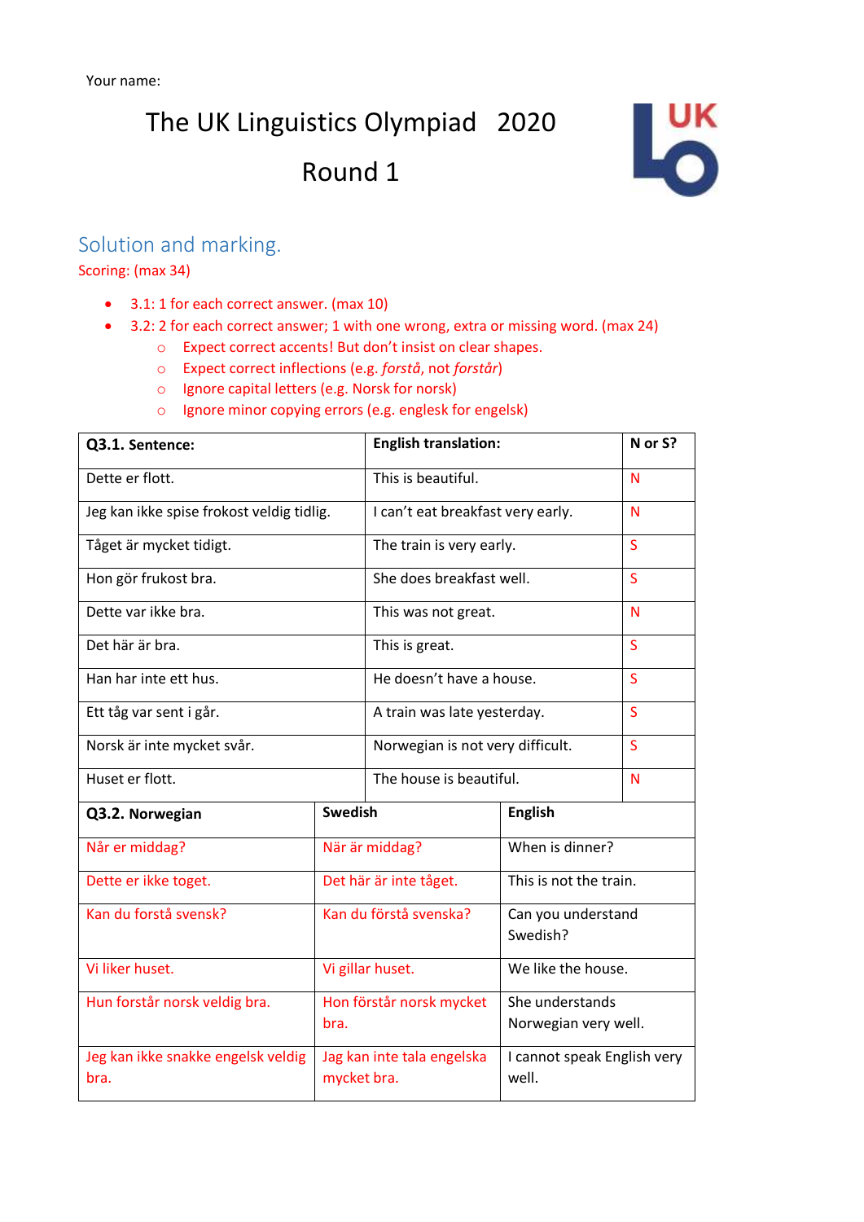Your name:

# The UK Linguistics Olympiad 2020

# Round 1

## Solution and marking.

Scoring: (max 34)

- 3.1: 1 for each correct answer. (max 10)
- 3.2: 2 for each correct answer; 1 with one wrong, extra or missing word. (max 24)
    - Expect correct accents! But don't insist on clear shapes.
    - Expect correct inflections (e.g. *forstå*, not *forstår*)
    - Ignore capital letters (e.g. Norsk for norsk)
    - Ignore minor copying errors (e.g. englesk for engelsk)

| **Q3.1. Sentence:** | **English translation:** | **N or S?** |
|---|---|---|
| Dette er flott. | This is beautiful. | N |
| Jeg kan ikke spise frokost veldig tidlig. | I can't eat breakfast very early. | N |
| Tåget är mycket tidigt. | The train is very early. | S |
| Hon gör frukost bra. | She does breakfast well. | S |
| Dette var ikke bra. | This was not great. | N |
| Det här är bra. | This is great. | S |
| Han har inte ett hus. | He doesn't have a house. | S |
| Ett tåg var sent i går. | A train was late yesterday. | S |
| Norsk är inte mycket svår. | Norwegian is not very difficult. | S |
| Huset er flott. | The house is beautiful. | N |

| **Q3.2. Norwegian** | **Swedish** | **English** |
|---|---|---|
| Når er middag? | När är middag? | When is dinner? |
| Dette er ikke toget. | Det här är inte tåget. | This is not the train. |
| Kan du forstå svensk? | Kan du förstå svenska? | Can you understand Swedish? |
| Vi liker huset. | Vi gillar huset. | We like the house. |
| Hun forstår norsk veldig bra. | Hon förstår norsk mycket bra. | She understands Norwegian very well. |
| Jeg kan ikke snakke engelsk veldig bra. | Jag kan inte tala engelska mycket bra. | I cannot speak English very well. |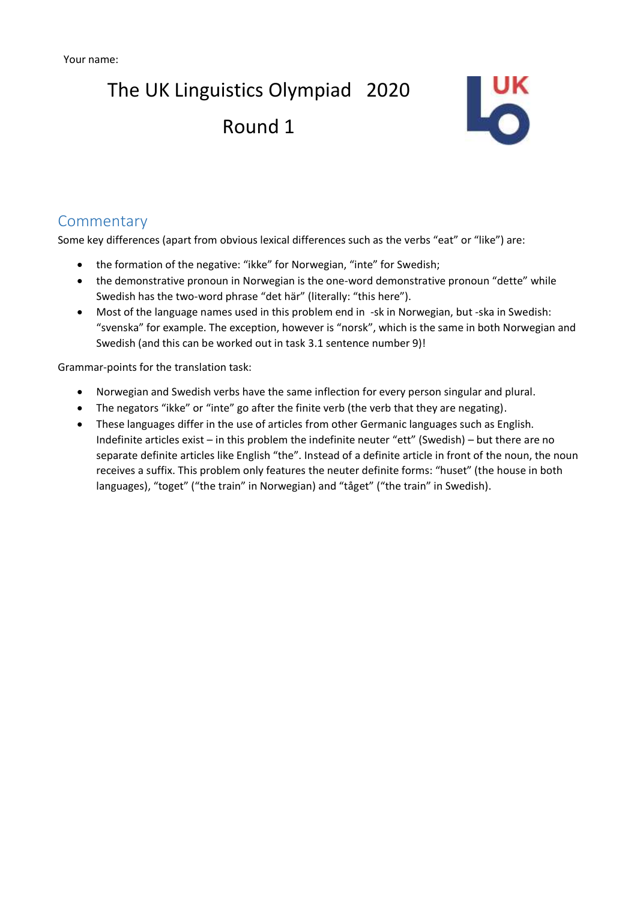Your name:

# The UK Linguistics Olympiad 2020

# Round 1

## Commentary

Some key differences (apart from obvious lexical differences such as the verbs "eat" or "like") are:

- the formation of the negative: "ikke" for Norwegian, "inte" for Swedish;
- the demonstrative pronoun in Norwegian is the one-word demonstrative pronoun "dette" while Swedish has the two-word phrase "det här" (literally: "this here").
- Most of the language names used in this problem end in -sk in Norwegian, but -ska in Swedish: "svenska" for example. The exception, however is "norsk", which is the same in both Norwegian and Swedish (and this can be worked out in task 3.1 sentence number 9)!

Grammar-points for the translation task:

- Norwegian and Swedish verbs have the same inflection for every person singular and plural.
- The negators "ikke" or "inte" go after the finite verb (the verb that they are negating).
- These languages differ in the use of articles from other Germanic languages such as English. Indefinite articles exist – in this problem the indefinite neuter "ett" (Swedish) – but there are no separate definite articles like English "the". Instead of a definite article in front of the noun, the noun receives a suffix. This problem only features the neuter definite forms: "huset" (the house in both languages), "toget" ("the train" in Norwegian) and "tåget" ("the train" in Swedish).